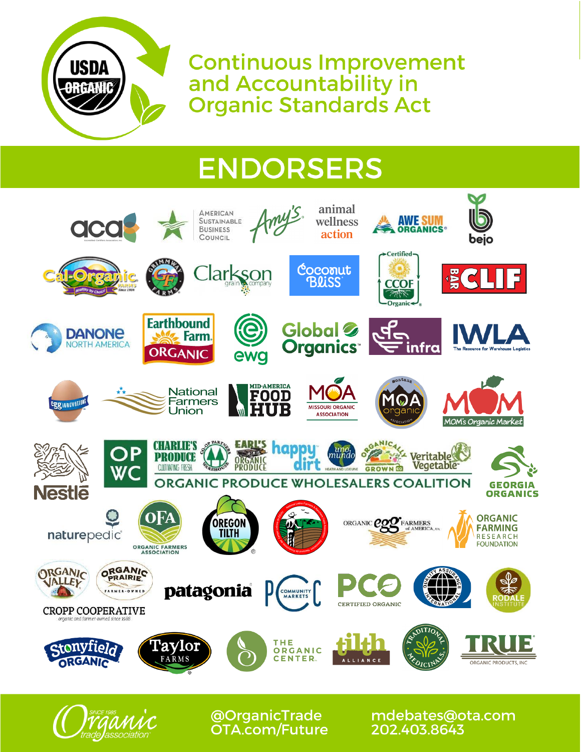# Continuous Improvement and Accountability in Organic Standards Act

## ENDORSERS

aca

American Sustainable Business Council

Amy's

animal wellness action

Awe Sum Organics

bejo

Cal-Organic Farms

Grimmway Farms

Clarkson grain company

Coconut Bliss

CCOF Certified Organic

Clif Bar

Danone North America

Earthbound Farm Organic

ewg

Global Organics

infra

IWLA The Resource for Warehouse Logistics

Egg Innovations

National Farmers Union

Mid-America Food Hub

MOA Missouri Organic Association

Montana MOA Organic Association

MOM's Organic Market

Nestlé

OPWC Organic Produce Wholesalers Coalition: Charlie's Produce, Co-op Partners Warehouse, Earl's Organic Produce, happy dirt, uno mundo, Organically Grown Co, Veritable Vegetable

Georgia Organics

naturepedic

OFA Organic Farmers Association

Oregon Tilth

Organic Egg Farmers of America

Organic Farming Research Foundation

Organic Valley / Organic Prairie — CROPP Cooperative, organic and farmer-owned since 1988

patagonia

PCC Community Markets

PCO Certified Organic

Quality Assurance International

Rodale Institute

Stonyfield Organic

Taylor Farms

The Organic Center

tilth alliance

Traditional Medicinals

TRUE Organic Products, Inc

Organic Trade Association, since 1985

@OrganicTrade
OTA.com/Future

mdebates@ota.com
202.403.8643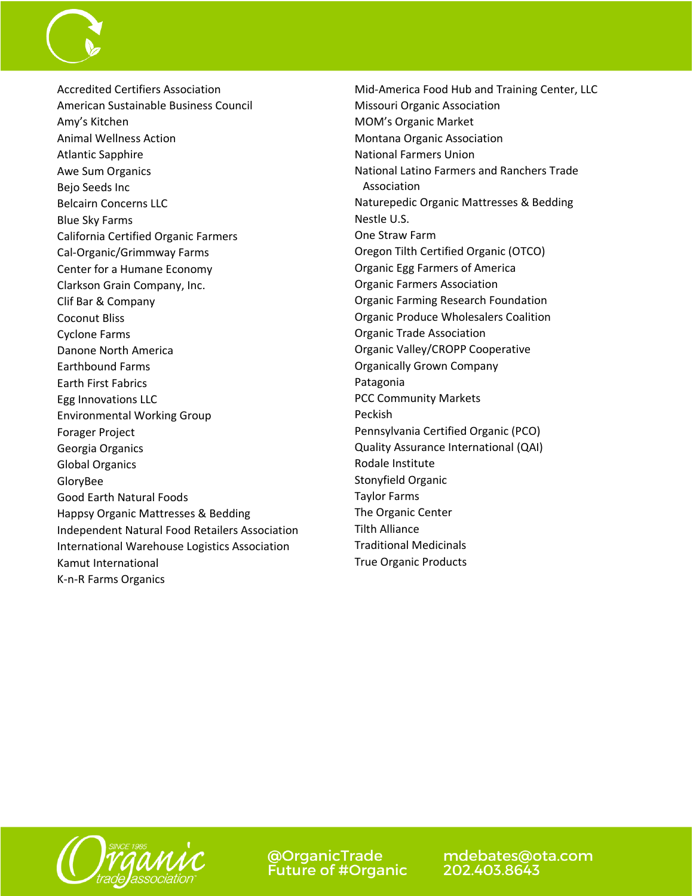Accredited Certifiers Association
American Sustainable Business Council
Amy's Kitchen
Animal Wellness Action
Atlantic Sapphire
Awe Sum Organics
Bejo Seeds Inc
Belcairn Concerns LLC
Blue Sky Farms
California Certified Organic Farmers
Cal-Organic/Grimmway Farms
Center for a Humane Economy
Clarkson Grain Company, Inc.
Clif Bar & Company
Coconut Bliss
Cyclone Farms
Danone North America
Earthbound Farms
Earth First Fabrics
Egg Innovations LLC
Environmental Working Group
Forager Project
Georgia Organics
Global Organics
GloryBee
Good Earth Natural Foods
Happsy Organic Mattresses & Bedding
Independent Natural Food Retailers Association
International Warehouse Logistics Association
Kamut International
K-n-R Farms Organics
Mid-America Food Hub and Training Center, LLC
Missouri Organic Association
MOM's Organic Market
Montana Organic Association
National Farmers Union
National Latino Farmers and Ranchers Trade Association
Naturepedic Organic Mattresses & Bedding
Nestle U.S.
One Straw Farm
Oregon Tilth Certified Organic (OTCO)
Organic Egg Farmers of America
Organic Farmers Association
Organic Farming Research Foundation
Organic Produce Wholesalers Coalition
Organic Trade Association
Organic Valley/CROPP Cooperative
Organically Grown Company
Patagonia
PCC Community Markets
Peckish
Pennsylvania Certified Organic (PCO)
Quality Assurance International (QAI)
Rodale Institute
Stonyfield Organic
Taylor Farms
The Organic Center
Tilth Alliance
Traditional Medicinals
True Organic Products

@OrganicTrade
Future of #Organic

mdebates@ota.com
202.403.8643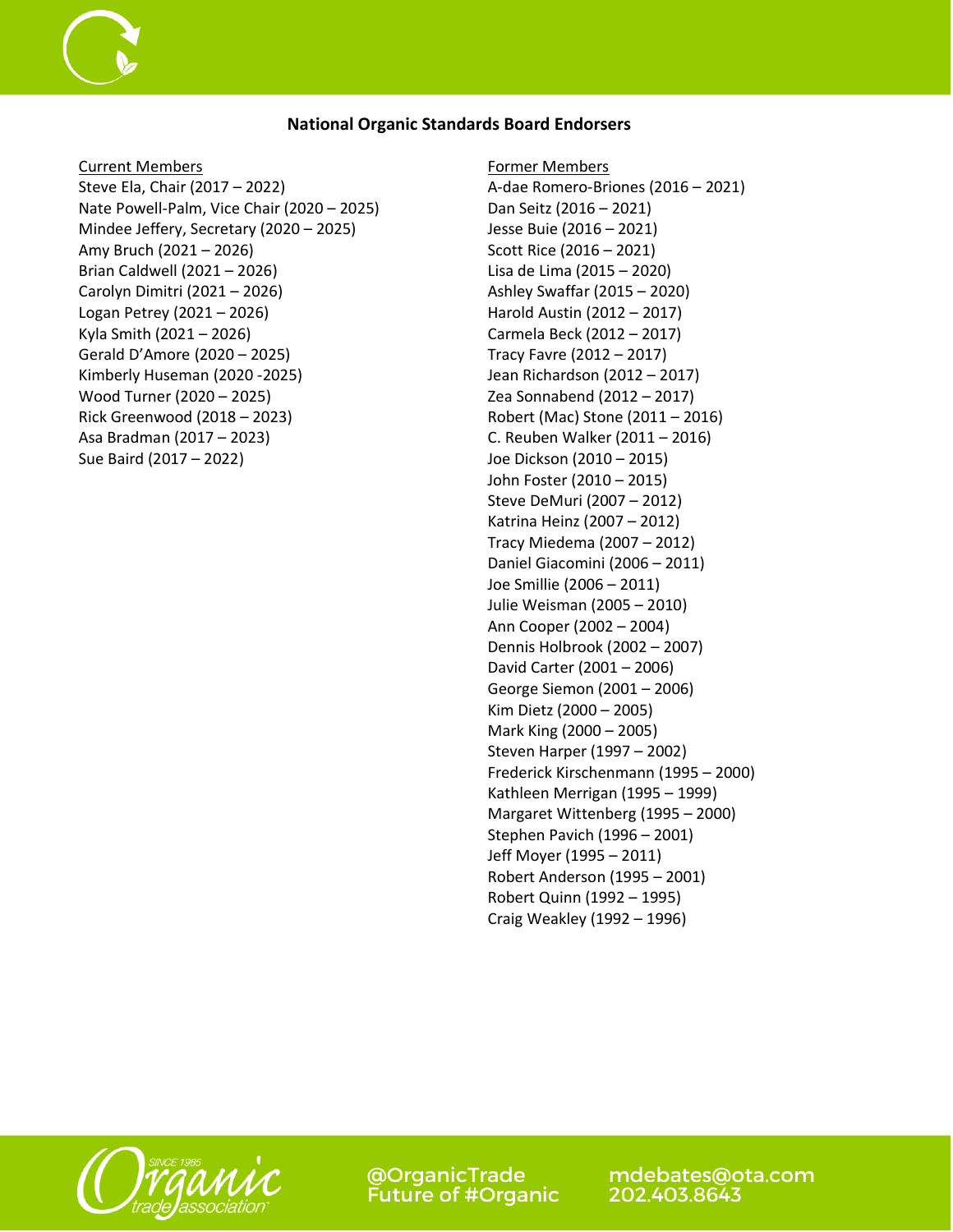**National Organic Standards Board Endorsers**

Current Members

Steve Ela, Chair (2017 – 2022)
Nate Powell-Palm, Vice Chair (2020 – 2025)
Mindee Jeffery, Secretary (2020 – 2025)
Amy Bruch (2021 – 2026)
Brian Caldwell (2021 – 2026)
Carolyn Dimitri (2021 – 2026)
Logan Petrey (2021 – 2026)
Kyla Smith (2021 – 2026)
Gerald D'Amore (2020 – 2025)
Kimberly Huseman (2020 -2025)
Wood Turner (2020 – 2025)
Rick Greenwood (2018 – 2023)
Asa Bradman (2017 – 2023)
Sue Baird (2017 – 2022)

Former Members

A-dae Romero-Briones (2016 – 2021)
Dan Seitz (2016 – 2021)
Jesse Buie (2016 – 2021)
Scott Rice (2016 – 2021)
Lisa de Lima (2015 – 2020)
Ashley Swaffar (2015 – 2020)
Harold Austin (2012 – 2017)
Carmela Beck (2012 – 2017)
Tracy Favre (2012 – 2017)
Jean Richardson (2012 – 2017)
Zea Sonnabend (2012 – 2017)
Robert (Mac) Stone (2011 – 2016)
C. Reuben Walker (2011 – 2016)
Joe Dickson (2010 – 2015)
John Foster (2010 – 2015)
Steve DeMuri (2007 – 2012)
Katrina Heinz (2007 – 2012)
Tracy Miedema (2007 – 2012)
Daniel Giacomini (2006 – 2011)
Joe Smillie (2006 – 2011)
Julie Weisman (2005 – 2010)
Ann Cooper (2002 – 2004)
Dennis Holbrook (2002 – 2007)
David Carter (2001 – 2006)
George Siemon (2001 – 2006)
Kim Dietz (2000 – 2005)
Mark King (2000 – 2005)
Steven Harper (1997 – 2002)
Frederick Kirschenmann (1995 – 2000)
Kathleen Merrigan (1995 – 1999)
Margaret Wittenberg (1995 – 2000)
Stephen Pavich (1996 – 2001)
Jeff Moyer (1995 – 2011)
Robert Anderson (1995 – 2001)
Robert Quinn (1992 – 1995)
Craig Weakley (1992 – 1996)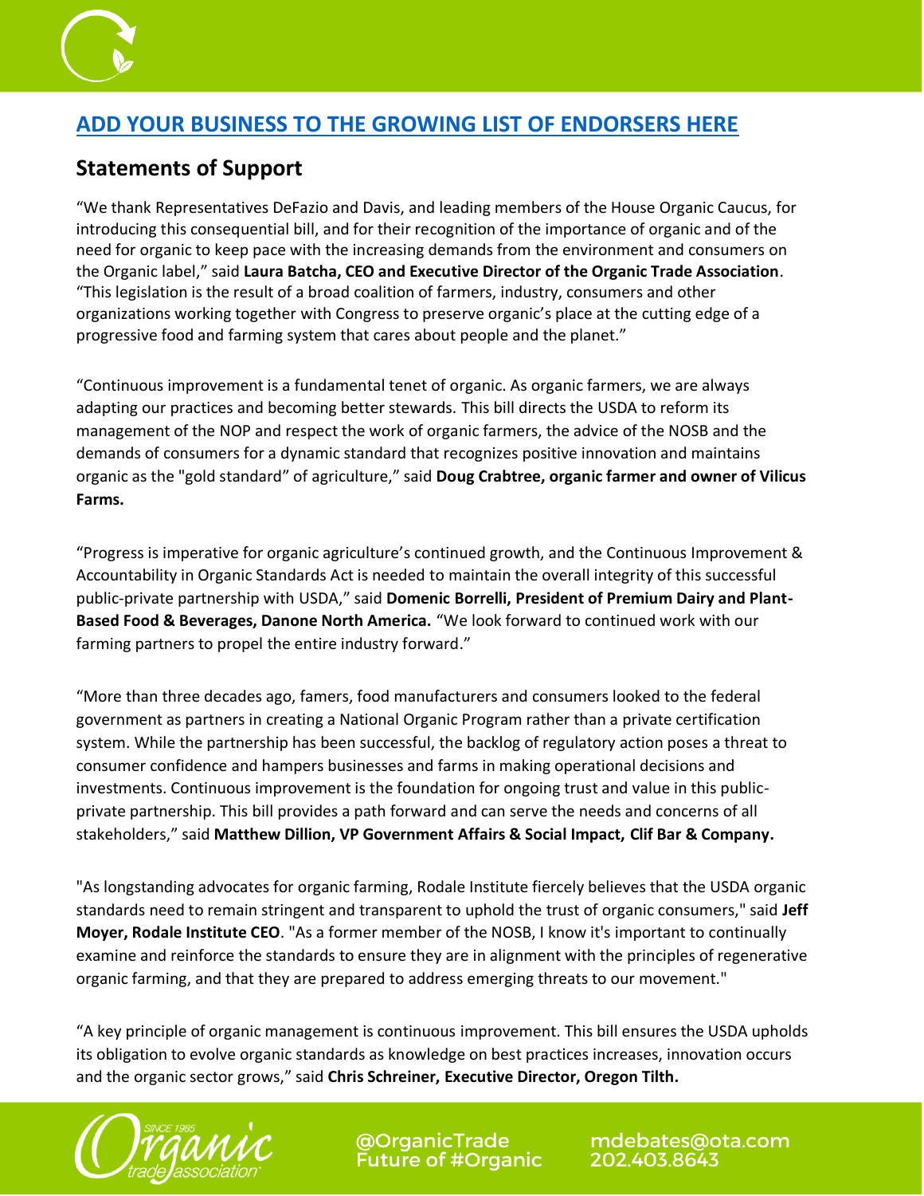## [ADD YOUR BUSINESS TO THE GROWING LIST OF ENDORSERS HERE]

### Statements of Support

“We thank Representatives DeFazio and Davis, and leading members of the House Organic Caucus, for introducing this consequential bill, and for their recognition of the importance of organic and of the need for organic to keep pace with the increasing demands from the environment and consumers on the Organic label,” said **Laura Batcha, CEO and Executive Director of the Organic Trade Association**. “This legislation is the result of a broad coalition of farmers, industry, consumers and other organizations working together with Congress to preserve organic’s place at the cutting edge of a progressive food and farming system that cares about people and the planet.”

“Continuous improvement is a fundamental tenet of organic. As organic farmers, we are always adapting our practices and becoming better stewards. This bill directs the USDA to reform its management of the NOP and respect the work of organic farmers, the advice of the NOSB and the demands of consumers for a dynamic standard that recognizes positive innovation and maintains organic as the "gold standard” of agriculture,” said **Doug Crabtree, organic farmer and owner of Vilicus Farms.**

“Progress is imperative for organic agriculture’s continued growth, and the Continuous Improvement & Accountability in Organic Standards Act is needed to maintain the overall integrity of this successful public-private partnership with USDA,” said **Domenic Borrelli, President of Premium Dairy and Plant-Based Food & Beverages, Danone North America.** “We look forward to continued work with our farming partners to propel the entire industry forward.”

“More than three decades ago, famers, food manufacturers and consumers looked to the federal government as partners in creating a National Organic Program rather than a private certification system. While the partnership has been successful, the backlog of regulatory action poses a threat to consumer confidence and hampers businesses and farms in making operational decisions and investments. Continuous improvement is the foundation for ongoing trust and value in this public-private partnership. This bill provides a path forward and can serve the needs and concerns of all stakeholders,” said **Matthew Dillion, VP Government Affairs & Social Impact, Clif Bar & Company.**

"As longstanding advocates for organic farming, Rodale Institute fiercely believes that the USDA organic standards need to remain stringent and transparent to uphold the trust of organic consumers," said **Jeff Moyer, Rodale Institute CEO**. "As a former member of the NOSB, I know it's important to continually examine and reinforce the standards to ensure they are in alignment with the principles of regenerative organic farming, and that they are prepared to address emerging threats to our movement."

“A key principle of organic management is continuous improvement. This bill ensures the USDA upholds its obligation to evolve organic standards as knowledge on best practices increases, innovation occurs and the organic sector grows,” said **Chris Schreiner, Executive Director, Oregon Tilth.**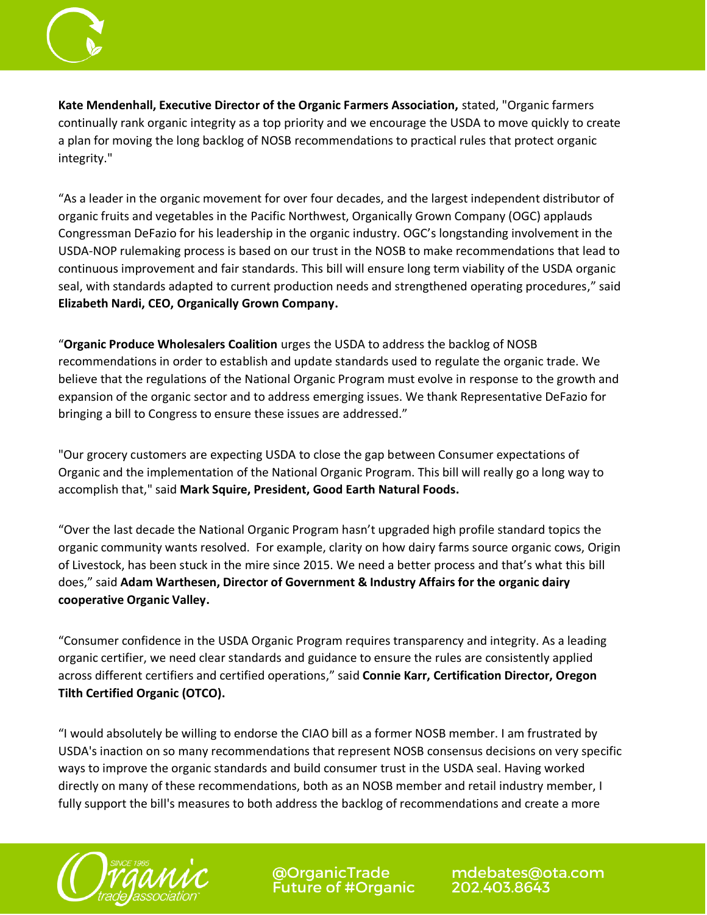**Kate Mendenhall, Executive Director of the Organic Farmers Association,** stated, "Organic farmers continually rank organic integrity as a top priority and we encourage the USDA to move quickly to create a plan for moving the long backlog of NOSB recommendations to practical rules that protect organic integrity."

"As a leader in the organic movement for over four decades, and the largest independent distributor of organic fruits and vegetables in the Pacific Northwest, Organically Grown Company (OGC) applauds Congressman DeFazio for his leadership in the organic industry. OGC's longstanding involvement in the USDA-NOP rulemaking process is based on our trust in the NOSB to make recommendations that lead to continuous improvement and fair standards. This bill will ensure long term viability of the USDA organic seal, with standards adapted to current production needs and strengthened operating procedures," said **Elizabeth Nardi, CEO, Organically Grown Company.**

"**Organic Produce Wholesalers Coalition** urges the USDA to address the backlog of NOSB recommendations in order to establish and update standards used to regulate the organic trade. We believe that the regulations of the National Organic Program must evolve in response to the growth and expansion of the organic sector and to address emerging issues. We thank Representative DeFazio for bringing a bill to Congress to ensure these issues are addressed."

"Our grocery customers are expecting USDA to close the gap between Consumer expectations of Organic and the implementation of the National Organic Program. This bill will really go a long way to accomplish that," said **Mark Squire, President, Good Earth Natural Foods.**

"Over the last decade the National Organic Program hasn't upgraded high profile standard topics the organic community wants resolved. For example, clarity on how dairy farms source organic cows, Origin of Livestock, has been stuck in the mire since 2015. We need a better process and that's what this bill does," said **Adam Warthesen, Director of Government & Industry Affairs for the organic dairy cooperative Organic Valley.**

"Consumer confidence in the USDA Organic Program requires transparency and integrity. As a leading organic certifier, we need clear standards and guidance to ensure the rules are consistently applied across different certifiers and certified operations," said **Connie Karr, Certification Director, Oregon Tilth Certified Organic (OTCO).**

"I would absolutely be willing to endorse the CIAO bill as a former NOSB member. I am frustrated by USDA's inaction on so many recommendations that represent NOSB consensus decisions on very specific ways to improve the organic standards and build consumer trust in the USDA seal. Having worked directly on many of these recommendations, both as an NOSB member and retail industry member, I fully support the bill's measures to both address the backlog of recommendations and create a more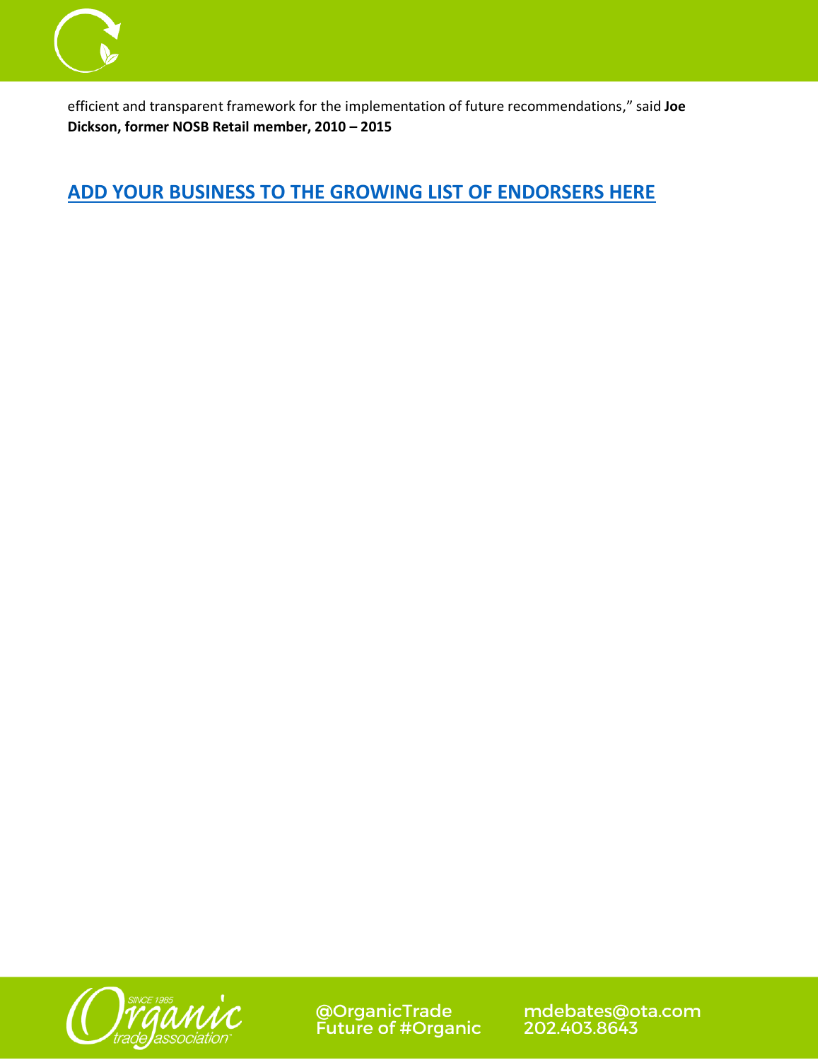efficient and transparent framework for the implementation of future recommendations," said **Joe Dickson, former NOSB Retail member, 2010 – 2015**

## ADD YOUR BUSINESS TO THE GROWING LIST OF ENDORSERS HERE